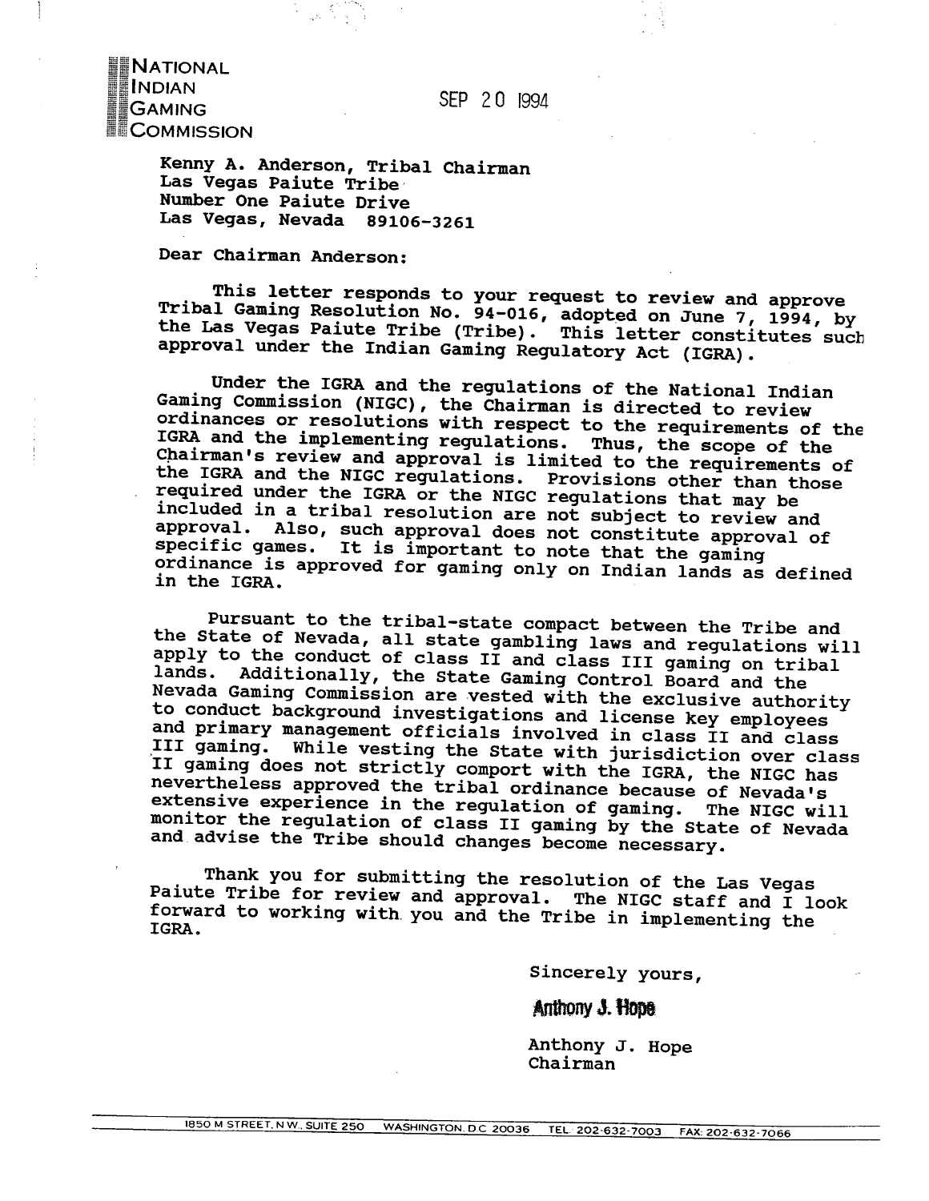**NATIONAL INDIAN GAMING COMMISSION**

SEP 20 1994

Kenny A. Anderson, Tribal Chairman
Las Vegas Paiute Tribe
Number One Paiute Drive
Las Vegas, Nevada 89106-3261

Dear Chairman Anderson:

This letter responds to your request to review and approve Tribal Gaming Resolution No. 94-016, adopted on June 7, 1994, by the Las Vegas Paiute Tribe (Tribe). This letter constitutes such approval under the Indian Gaming Regulatory Act (IGRA).

Under the IGRA and the regulations of the National Indian Gaming Commission (NIGC), the Chairman is directed to review ordinances or resolutions with respect to the requirements of the IGRA and the implementing regulations. Thus, the scope of the Chairman's review and approval is limited to the requirements of the IGRA and the NIGC regulations. Provisions other than those required under the IGRA or the NIGC regulations that may be included in a tribal resolution are not subject to review and approval. Also, such approval does not constitute approval of specific games. It is important to note that the gaming ordinance is approved for gaming only on Indian lands as defined in the IGRA.

Pursuant to the tribal-state compact between the Tribe and the State of Nevada, all state gambling laws and regulations will apply to the conduct of class II and class III gaming on tribal lands. Additionally, the State Gaming Control Board and the Nevada Gaming Commission are vested with the exclusive authority to conduct background investigations and license key employees and primary management officials involved in class II and class III gaming. While vesting the State with jurisdiction over class II gaming does not strictly comport with the IGRA, the NIGC has nevertheless approved the tribal ordinance because of Nevada's extensive experience in the regulation of gaming. The NIGC will monitor the regulation of class II gaming by the State of Nevada and advise the Tribe should changes become necessary.

Thank you for submitting the resolution of the Las Vegas Paiute Tribe for review and approval. The NIGC staff and I look forward to working with you and the Tribe in implementing the IGRA.

Sincerely yours,

Anthony J. Hope

Anthony J. Hope
Chairman

1850 M STREET, N.W., SUITE 250 WASHINGTON, D.C. 20036 TEL: 202-632-7003 FAX: 202-632-7066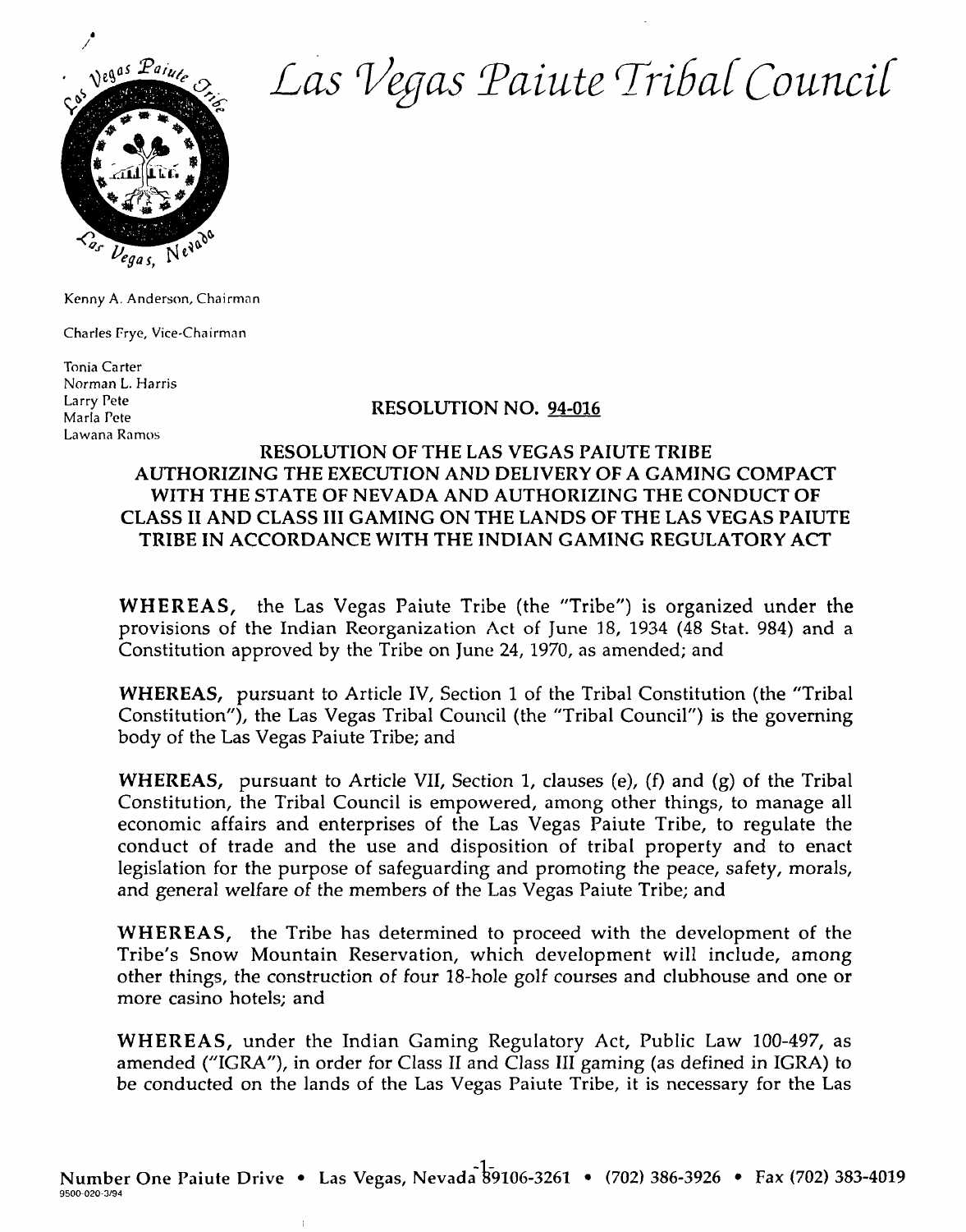# *Las Vegas Paiute Tribal Council*

Kenny A. Anderson, Chairman

Charles Frye, Vice-Chairman

Tonia Carter
Norman L. Harris
Larry Pete
Marla Pete
Lawana Ramos

## RESOLUTION NO. 94-016

## RESOLUTION OF THE LAS VEGAS PAIUTE TRIBE AUTHORIZING THE EXECUTION AND DELIVERY OF A GAMING COMPACT WITH THE STATE OF NEVADA AND AUTHORIZING THE CONDUCT OF CLASS II AND CLASS III GAMING ON THE LANDS OF THE LAS VEGAS PAIUTE TRIBE IN ACCORDANCE WITH THE INDIAN GAMING REGULATORY ACT

**WHEREAS,** the Las Vegas Paiute Tribe (the "Tribe") is organized under the provisions of the Indian Reorganization Act of June 18, 1934 (48 Stat. 984) and a Constitution approved by the Tribe on June 24, 1970, as amended; and

**WHEREAS,** pursuant to Article IV, Section 1 of the Tribal Constitution (the "Tribal Constitution"), the Las Vegas Tribal Council (the "Tribal Council") is the governing body of the Las Vegas Paiute Tribe; and

**WHEREAS,** pursuant to Article VII, Section 1, clauses (e), (f) and (g) of the Tribal Constitution, the Tribal Council is empowered, among other things, to manage all economic affairs and enterprises of the Las Vegas Paiute Tribe, to regulate the conduct of trade and the use and disposition of tribal property and to enact legislation for the purpose of safeguarding and promoting the peace, safety, morals, and general welfare of the members of the Las Vegas Paiute Tribe; and

**WHEREAS,** the Tribe has determined to proceed with the development of the Tribe's Snow Mountain Reservation, which development will include, among other things, the construction of four 18-hole golf courses and clubhouse and one or more casino hotels; and

**WHEREAS,** under the Indian Gaming Regulatory Act, Public Law 100-497, as amended ("IGRA"), in order for Class II and Class III gaming (as defined in IGRA) to be conducted on the lands of the Las Vegas Paiute Tribe, it is necessary for the Las

Number One Paiute Drive • Las Vegas, Nevada 89106-3261 • (702) 386-3926 • Fax (702) 383-4019
9500-020-3/94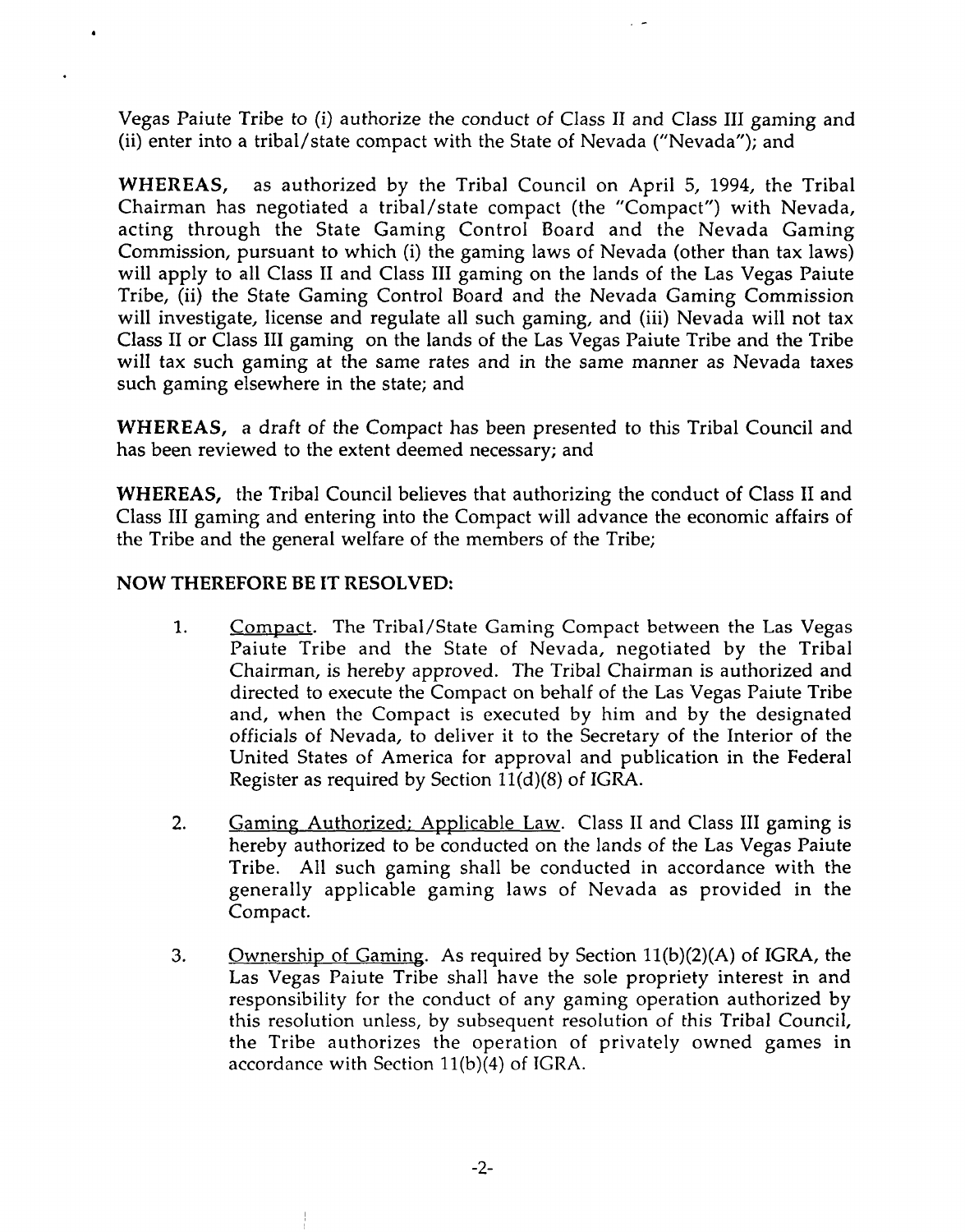Vegas Paiute Tribe to (i) authorize the conduct of Class II and Class III gaming and (ii) enter into a tribal/state compact with the State of Nevada ("Nevada"); and

**WHEREAS,** as authorized by the Tribal Council on April 5, 1994, the Tribal Chairman has negotiated a tribal/state compact (the "Compact") with Nevada, acting through the State Gaming Control Board and the Nevada Gaming Commission, pursuant to which (i) the gaming laws of Nevada (other than tax laws) will apply to all Class II and Class III gaming on the lands of the Las Vegas Paiute Tribe, (ii) the State Gaming Control Board and the Nevada Gaming Commission will investigate, license and regulate all such gaming, and (iii) Nevada will not tax Class II or Class III gaming on the lands of the Las Vegas Paiute Tribe and the Tribe will tax such gaming at the same rates and in the same manner as Nevada taxes such gaming elsewhere in the state; and

**WHEREAS,** a draft of the Compact has been presented to this Tribal Council and has been reviewed to the extent deemed necessary; and

**WHEREAS,** the Tribal Council believes that authorizing the conduct of Class II and Class III gaming and entering into the Compact will advance the economic affairs of the Tribe and the general welfare of the members of the Tribe;

**NOW THEREFORE BE IT RESOLVED:**

1. Compact. The Tribal/State Gaming Compact between the Las Vegas Paiute Tribe and the State of Nevada, negotiated by the Tribal Chairman, is hereby approved. The Tribal Chairman is authorized and directed to execute the Compact on behalf of the Las Vegas Paiute Tribe and, when the Compact is executed by him and by the designated officials of Nevada, to deliver it to the Secretary of the Interior of the United States of America for approval and publication in the Federal Register as required by Section 11(d)(8) of IGRA.

2. Gaming Authorized; Applicable Law. Class II and Class III gaming is hereby authorized to be conducted on the lands of the Las Vegas Paiute Tribe. All such gaming shall be conducted in accordance with the generally applicable gaming laws of Nevada as provided in the Compact.

3. Ownership of Gaming. As required by Section 11(b)(2)(A) of IGRA, the Las Vegas Paiute Tribe shall have the sole propriety interest in and responsibility for the conduct of any gaming operation authorized by this resolution unless, by subsequent resolution of this Tribal Council, the Tribe authorizes the operation of privately owned games in accordance with Section 11(b)(4) of IGRA.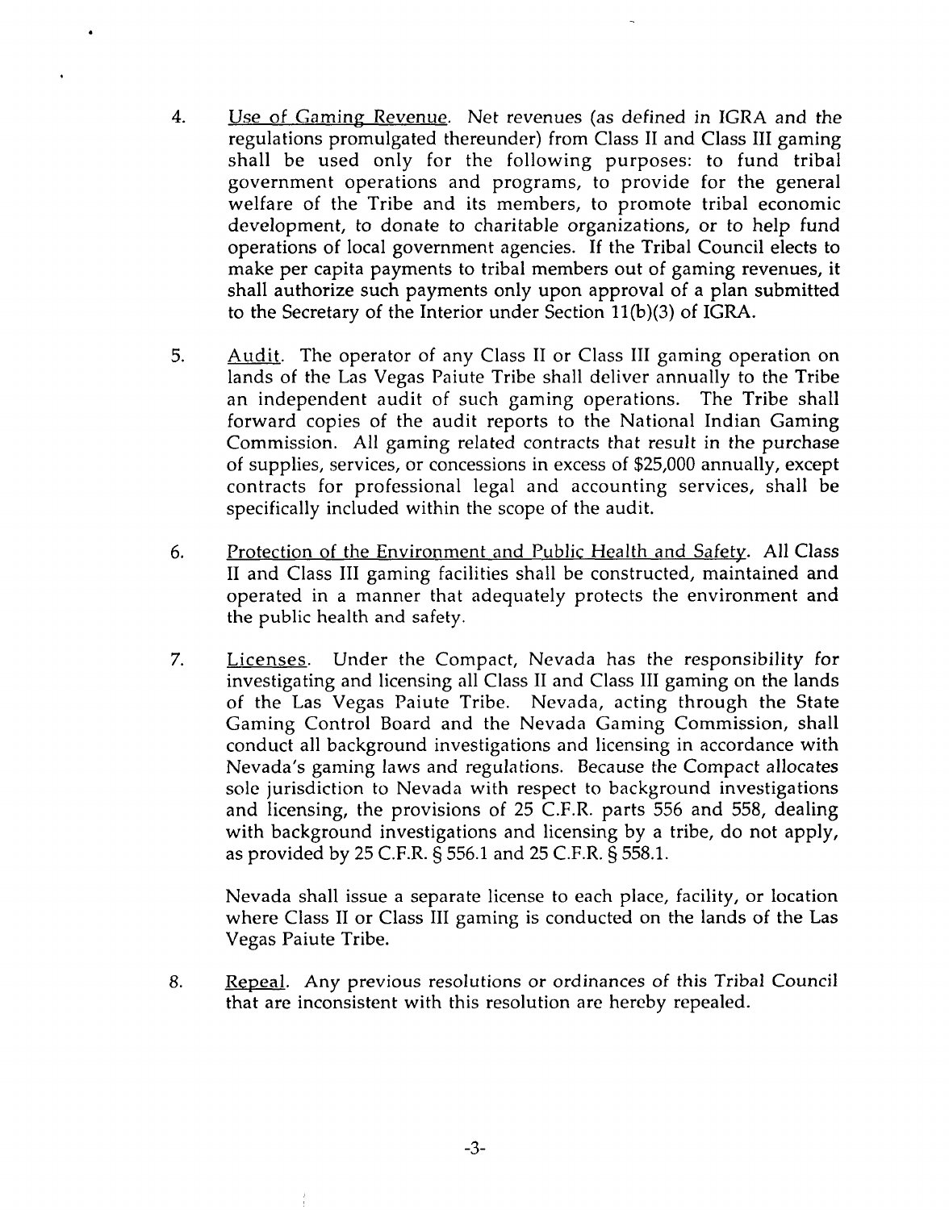4. Use of Gaming Revenue. Net revenues (as defined in IGRA and the regulations promulgated thereunder) from Class II and Class III gaming shall be used only for the following purposes: to fund tribal government operations and programs, to provide for the general welfare of the Tribe and its members, to promote tribal economic development, to donate to charitable organizations, or to help fund operations of local government agencies. If the Tribal Council elects to make per capita payments to tribal members out of gaming revenues, it shall authorize such payments only upon approval of a plan submitted to the Secretary of the Interior under Section 11(b)(3) of IGRA.

5. Audit. The operator of any Class II or Class III gaming operation on lands of the Las Vegas Paiute Tribe shall deliver annually to the Tribe an independent audit of such gaming operations. The Tribe shall forward copies of the audit reports to the National Indian Gaming Commission. All gaming related contracts that result in the purchase of supplies, services, or concessions in excess of $25,000 annually, except contracts for professional legal and accounting services, shall be specifically included within the scope of the audit.

6. Protection of the Environment and Public Health and Safety. All Class II and Class III gaming facilities shall be constructed, maintained and operated in a manner that adequately protects the environment and the public health and safety.

7. Licenses. Under the Compact, Nevada has the responsibility for investigating and licensing all Class II and Class III gaming on the lands of the Las Vegas Paiute Tribe. Nevada, acting through the State Gaming Control Board and the Nevada Gaming Commission, shall conduct all background investigations and licensing in accordance with Nevada's gaming laws and regulations. Because the Compact allocates sole jurisdiction to Nevada with respect to background investigations and licensing, the provisions of 25 C.F.R. parts 556 and 558, dealing with background investigations and licensing by a tribe, do not apply, as provided by 25 C.F.R. § 556.1 and 25 C.F.R. § 558.1.

   Nevada shall issue a separate license to each place, facility, or location where Class II or Class III gaming is conducted on the lands of the Las Vegas Paiute Tribe.

8. Repeal. Any previous resolutions or ordinances of this Tribal Council that are inconsistent with this resolution are hereby repealed.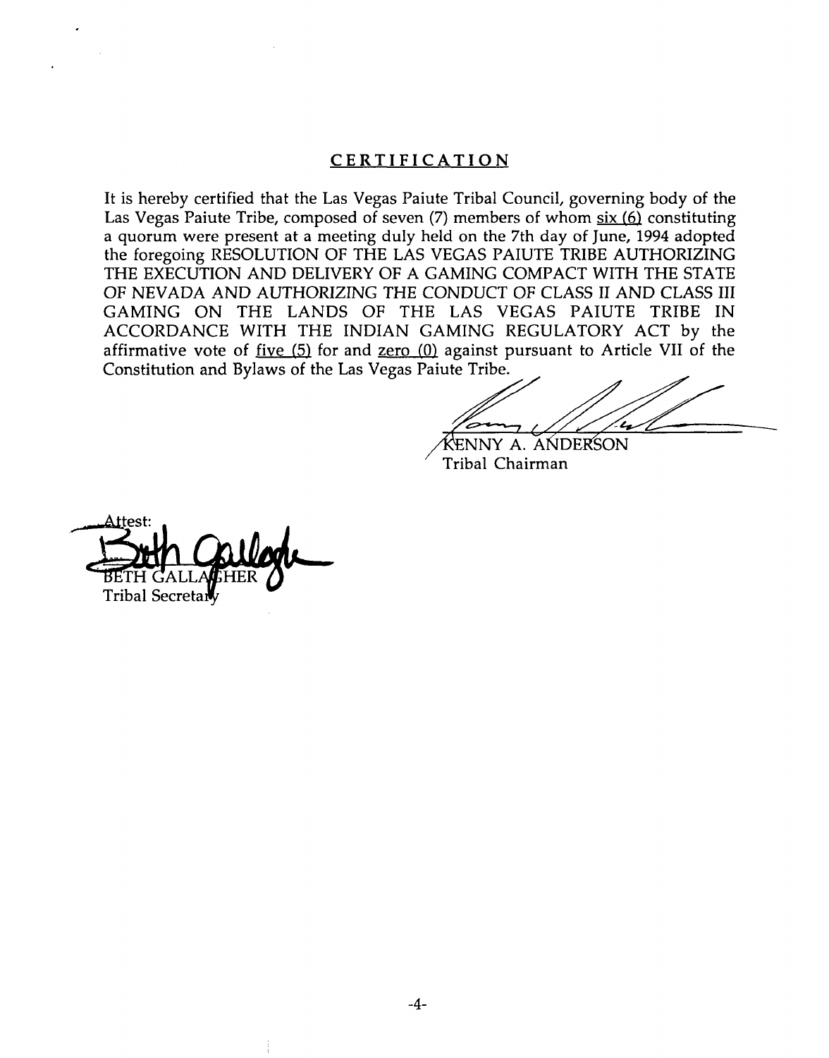## CERTIFICATION

It is hereby certified that the Las Vegas Paiute Tribal Council, governing body of the Las Vegas Paiute Tribe, composed of seven (7) members of whom six (6) constituting a quorum were present at a meeting duly held on the 7th day of June, 1994 adopted the foregoing RESOLUTION OF THE LAS VEGAS PAIUTE TRIBE AUTHORIZING THE EXECUTION AND DELIVERY OF A GAMING COMPACT WITH THE STATE OF NEVADA AND AUTHORIZING THE CONDUCT OF CLASS II AND CLASS III GAMING ON THE LANDS OF THE LAS VEGAS PAIUTE TRIBE IN ACCORDANCE WITH THE INDIAN GAMING REGULATORY ACT by the affirmative vote of five (5) for and zero (0) against pursuant to Article VII of the Constitution and Bylaws of the Las Vegas Paiute Tribe.

KENNY A. ANDERSON
Tribal Chairman

Attest:
BETH GALLAGHER
Tribal Secretary